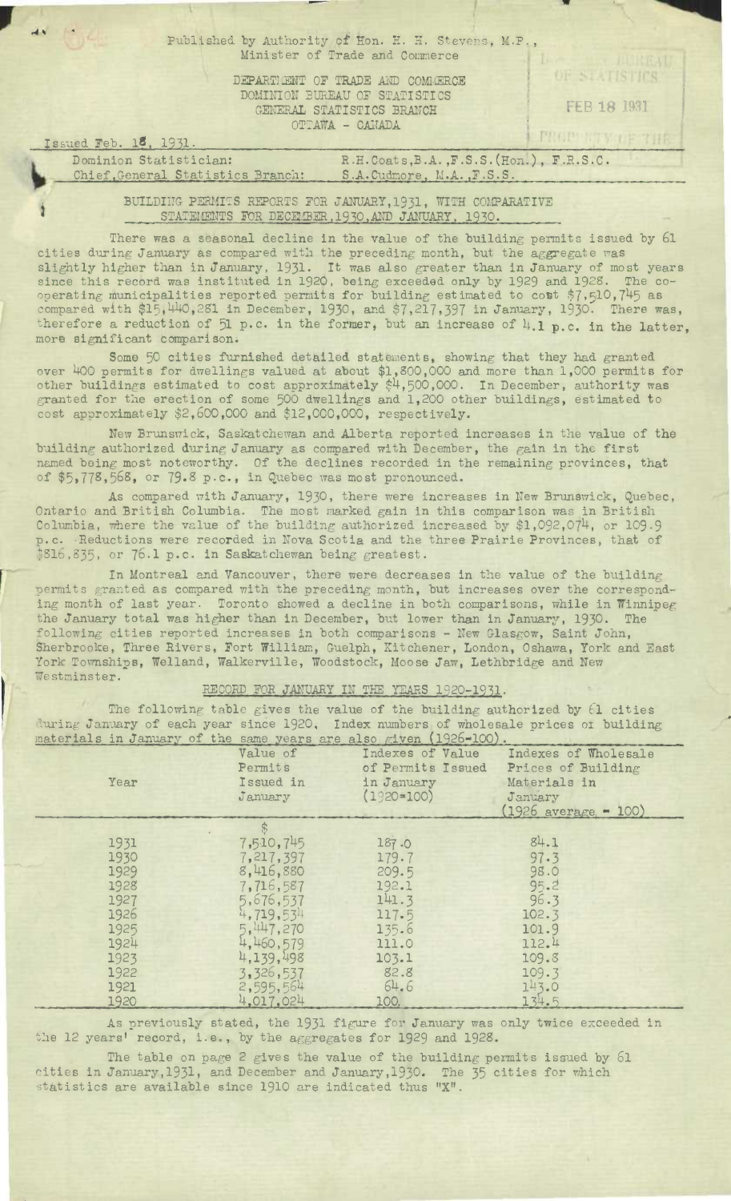Published by Authority of Hon. H. H. Stevens, M.P., Minister of Trade and Commerce

DEPARTMENT OF TRADE AND COMMERCE
DOMINION BUREAU OF STATISTICS
GENERAL STATISTICS BRANCH
OTTAWA - CANADA

FEB 18 1931

Issued Feb. 18, 1931.

Dominion Statistician: R.H.Coats,B.A.,F.S.S.(Hon.), F.R.S.C.
Chief,General Statistics Branch: S.A.Cudmore, M.A.,F.S.S.

## BUILDING PERMITS REPORTS FOR JANUARY,1931, WITH COMPARATIVE STATEMENTS FOR DECEMBER,1930,AND JANUARY, 1930.

There was a seasonal decline in the value of the building permits issued by 61 cities during January as compared with the preceding month, but the aggregate was slightly higher than in January, 1931. It was also greater than in January of most years since this record was instituted in 1920, being exceeded only by 1929 and 1928. The co-operating municipalities reported permits for building estimated to cost $7,510,745 as compared with $15,440,281 in December, 1930, and $7,217,397 in January, 1930. There was, therefore a reduction of 51 p.c. in the former, but an increase of 4.1 p.c. in the latter, more significant comparison.

Some 50 cities furnished detailed statements, showing that they had granted over 400 permits for dwellings valued at about $1,800,000 and more than 1,000 permits for other buildings estimated to cost approximately $4,500,000. In December, authority was granted for the erection of some 500 dwellings and 1,200 other buildings, estimated to cost approximately $2,600,000 and $12,000,000, respectively.

New Brunswick, Saskatchewan and Alberta reported increases in the value of the building authorized during January as compared with December, the gain in the first named being most noteworthy. Of the declines recorded in the remaining provinces, that of $5,778,568, or 79.8 p.c., in Quebec was most pronounced.

As compared with January, 1930, there were increases in New Brunswick, Quebec, Ontario and British Columbia. The most marked gain in this comparison was in British Columbia, where the value of the building authorized increased by $1,092,074, or 109.9 p.c. Reductions were recorded in Nova Scotia and the three Prairie Provinces, that of $816,835, or 76.1 p.c. in Saskatchewan being greatest.

In Montreal and Vancouver, there were decreases in the value of the building permits granted as compared with the preceding month, but increases over the corresponding month of last year. Toronto showed a decline in both comparisons, while in Winnipeg the January total was higher than in December, but lower than in January, 1930. The following cities reported increases in both comparisons - New Glasgow, Saint John, Sherbrooke, Three Rivers, Fort William, Guelph, Kitchener, London, Oshawa, York and East York Townships, Welland, Walkerville, Woodstock, Moose Jaw, Lethbridge and New Westminster.

### RECORD FOR JANUARY IN THE YEARS 1920-1931.

The following table gives the value of the building authorized by 61 cities during January of each year since 1920. Index numbers of wholesale prices of building materials in January of the same years are also given (1926=100).

| Year | Value of Permits Issued in January | Indexes of Value of Permits Issued in January (1920=100) | Indexes of Wholesale Prices of Building Materials in January (1926 average = 100) |
|---|---|---|---|
| | $ | | |
| 1931 | 7,510,745 | 187.0 | 84.1 |
| 1930 | 7,217,397 | 179.7 | 97.3 |
| 1929 | 8,416,880 | 209.5 | 98.0 |
| 1928 | 7,716,587 | 192.1 | 95.2 |
| 1927 | 5,676,537 | 141.3 | 96.3 |
| 1926 | 4,719,534 | 117.5 | 102.3 |
| 1925 | 5,447,270 | 135.6 | 101.9 |
| 1924 | 4,460,579 | 111.0 | 112.4 |
| 1923 | 4,139,498 | 103.1 | 109.8 |
| 1922 | 3,326,537 | 82.8 | 109.3 |
| 1921 | 2,595,564 | 64.6 | 143.0 |
| 1920 | 4,017,024 | 100. | 134.5 |

As previously stated, the 1931 figure for January was only twice exceeded in the 12 years' record, i.e., by the aggregates for 1929 and 1928.

The table on page 2 gives the value of the building permits issued by 61 cities in January,1931, and December and January,1930. The 35 cities for which statistics are available since 1910 are indicated thus "X".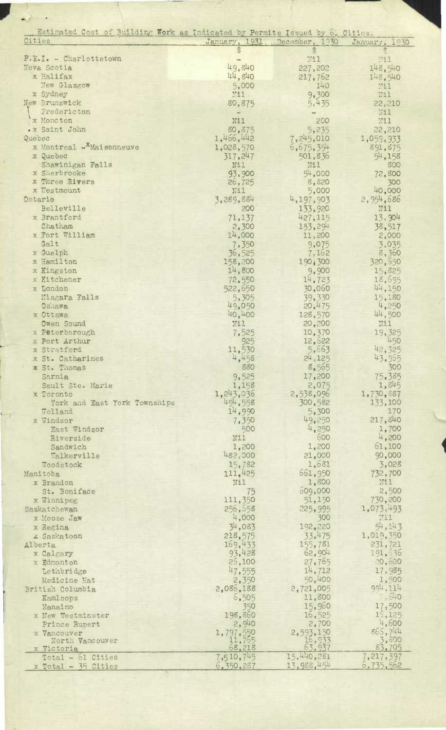Estimated Cost of Building Work as Indicated by Permits Issued by 61 Cities.

| Cities | January, 1931 | December, 1930 | January, 1930 |
|---|---|---|---|
| | $ | $ | $ |
| P.E.I. - Charlottetown | - | Nil | Nil |
| Nova Scotia | 49,840 | 227,202 | 148,540 |
| x Halifax | 44,840 | 217,762 | 148,540 |
| New Glasgow | 5,000 | 140 | Nil |
| x Sydney | Nil | 9,300 | Nil |
| New Brunswick | 80,875 | 5,435 | 22,210 |
| Fredericton | - | - | Nil |
| x Moncton | Nil | 200 | Nil |
| x Saint John | 80,875 | 5,235 | 22,210 |
| Quebec | 1,466,442 | 7,245,010 | 1,059,933 |
| x Montreal - xMaisonneuve | 1,028,570 | 6,675,354 | 891,875 |
| x Quebec | 317,247 | 501,836 | 54,158 |
| Shawinigan Falls | Nil | Nil | 800 |
| x Sherbrooke | 93,900 | 54,000 | 72,800 |
| x Three Rivers | 26,725 | 8,820 | 300 |
| x Westmount | Nil | 5,000 | 40,000 |
| Ontario | 3,289,884 | 4,197,903 | 2,954,686 |
| Belleville | 200 | 133,920 | Nil |
| x Brantford | 71,137 | 427,115 | 13,904 |
| Chatham | 2,300 | 153,294 | 38,517 |
| x Fort William | 14,000 | 11,200 | 2,000 |
| Galt | 7,350 | 9,075 | 3,035 |
| x Guelph | 36,525 | 7,162 | 8,360 |
| x Hamilton | 158,200 | 190,300 | 320,650 |
| x Kingston | 14,800 | 9,900 | 15,825 |
| x Kitchener | 72,550 | 14,723 | 18,695 |
| x London | 522,650 | 30,060 | 44,150 |
| Niagara Falls | 5,305 | 39,330 | 15,180 |
| Oshawa | 49,050 | 20,475 | 4,250 |
| x Ottawa | 40,400 | 128,570 | 44,500 |
| Owen Sound | Nil | 20,200 | Nil |
| x Peterborough | 7,525 | 10,370 | 19,325 |
| x Port Arthur | 925 | 12,622 | 450 |
| x Stratford | 11,530 | 5,663 | 42,325 |
| x St. Catharines | 4,458 | 24,125 | 43,955 |
| x St. Thomas | 880 | 8,565 | 300 |
| Sarnia | 9,525 | 17,200 | 75,385 |
| Sault Ste. Marie | 1,158 | 2,075 | 1,845 |
| x Toronto | 1,243,036 | 2,538,096 | 1,730,887 |
| York and East York Townships | 494,558 | 300,582 | 133,100 |
| Welland | 14,990 | 5,300 | 170 |
| x Windsor | 7,350 | 49,250 | 217,840 |
| East Windsor | 500 | 4,250 | 1,700 |
| Riverside | Nil | 600 | 4,200 |
| Sandwich | 1,200 | 1,200 | 61,100 |
| Walkerville | 482,000 | 21,000 | 90,000 |
| Woodstock | 15,782 | 1,681 | 3,028 |
| Manitoba | 111,425 | 661,950 | 732,700 |
| x Brandon | Nil | 1,800 | Nil |
| St. Boniface | 75 | 609,000 | 2,500 |
| x Winnipeg | 111,350 | 51,150 | 730,200 |
| Saskatchewan | 256,658 | 225,995 | 1,073,493 |
| x Moose Jaw | 4,000 | 300 | Nil |
| x Regina | 34,083 | 192,220 | 54,143 |
| x Saskatoon | 218,575 | 33,475 | 1,019,350 |
| Alberta | 169,433 | 155,781 | 231,721 |
| x Calgary | 93,428 | 62,904 | 191,636 |
| x Edmonton | 26,100 | 27,765 | 20,600 |
| Lethbridge | 47,555 | 14,712 | 17,985 |
| Medicine Hat | 2,350 | 50,400 | 1,500 |
| British Columbia | 2,086,188 | 2,721,005 | 904,114 |
| Kamloops | 6,505 | 11,800 | 640 |
| Nanaimo | 350 | 15,960 | 17,500 |
| x New Westminster | 198,860 | 16,525 | 15,125 |
| Prince Rupert | 2,940 | 2,700 | 4,600 |
| x Vancouver | 1,797,550 | 2,593,150 | 865,744 |
| North Vancouver | 11,765 | 16,933 | 3,890 |
| x Victoria | 68,218 | 63,937 | 83,705 |
| Total - 61 Cities | 7,510,745 | 15,440,281 | 7,217,397 |
| x Total - 35 Cities | 6,350,287 | 13,988,454 | 6,735,562 |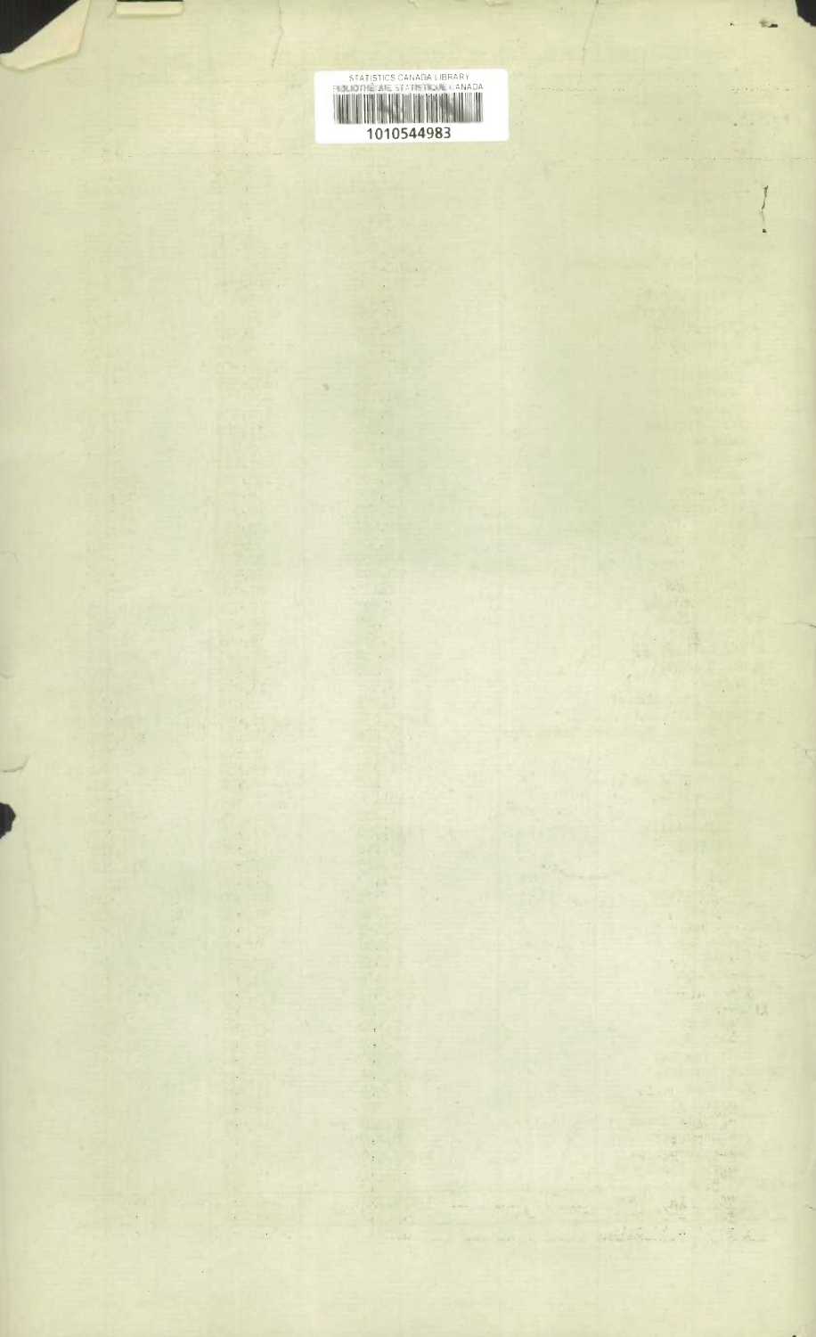STATISTICS CANADA LIBRARY
BIBLIOTHÈQUE STATISTIQUE CANADA

1010544983